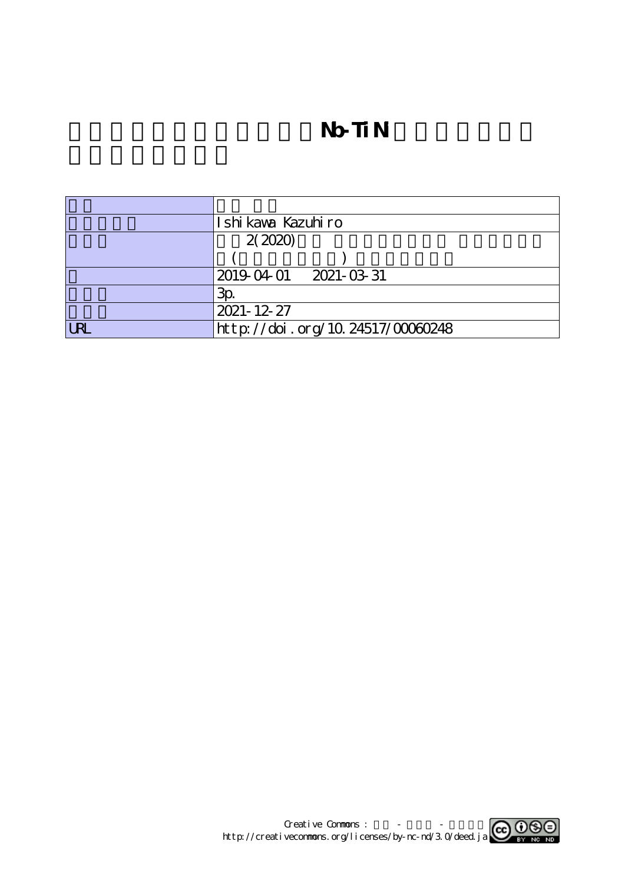# Nb-TiN

|  |  |
|---|---|
|  |  |
|  | Ishikawa Kazuhiro |
|  | 2(2020) ( ) |
|  | 2019-04-01 2021-03-31 |
|  | 3p. |
|  | 2021-12-27 |
| URL | http://doi.org/10.24517/00060248 |

Creative Commons : - - 
http://creativecommons.org/licenses/by-nc-nd/3.0/deed.ja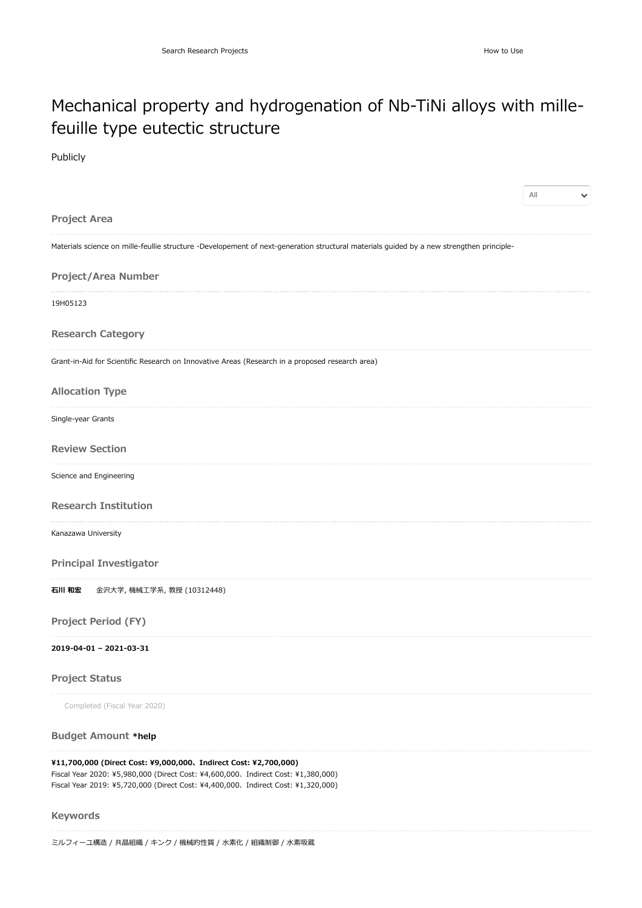Search Research Projects How to Use

# Mechanical property and hydrogenation of Nb-TiNi alloys with mille-feuille type eutectic structure

Publicly

All

## Project Area

Materials science on mille-feullie structure -Developement of next-generation structural materials guided by a new strengthen principle-

## Project/Area Number

19H05123

## Research Category

Grant-in-Aid for Scientific Research on Innovative Areas (Research in a proposed research area)

## Allocation Type

Single-year Grants

## Review Section

Science and Engineering

## Research Institution

Kanazawa University

## Principal Investigator

**石川 和宏** 金沢大学, 機械工学系, 教授 (10312448)

## Project Period (FY)

**2019-04-01 – 2021-03-31**

## Project Status

Completed (Fiscal Year 2020)

## Budget Amount *help

**¥11,700,000 (Direct Cost: ¥9,000,000、Indirect Cost: ¥2,700,000)**
Fiscal Year 2020: ¥5,980,000 (Direct Cost: ¥4,600,000、Indirect Cost: ¥1,380,000)
Fiscal Year 2019: ¥5,720,000 (Direct Cost: ¥4,400,000、Indirect Cost: ¥1,320,000)

## Keywords

ミルフィーユ構造 / 共晶組織 / キンク / 機械的性質 / 水素化 / 組織制御 / 水素吸蔵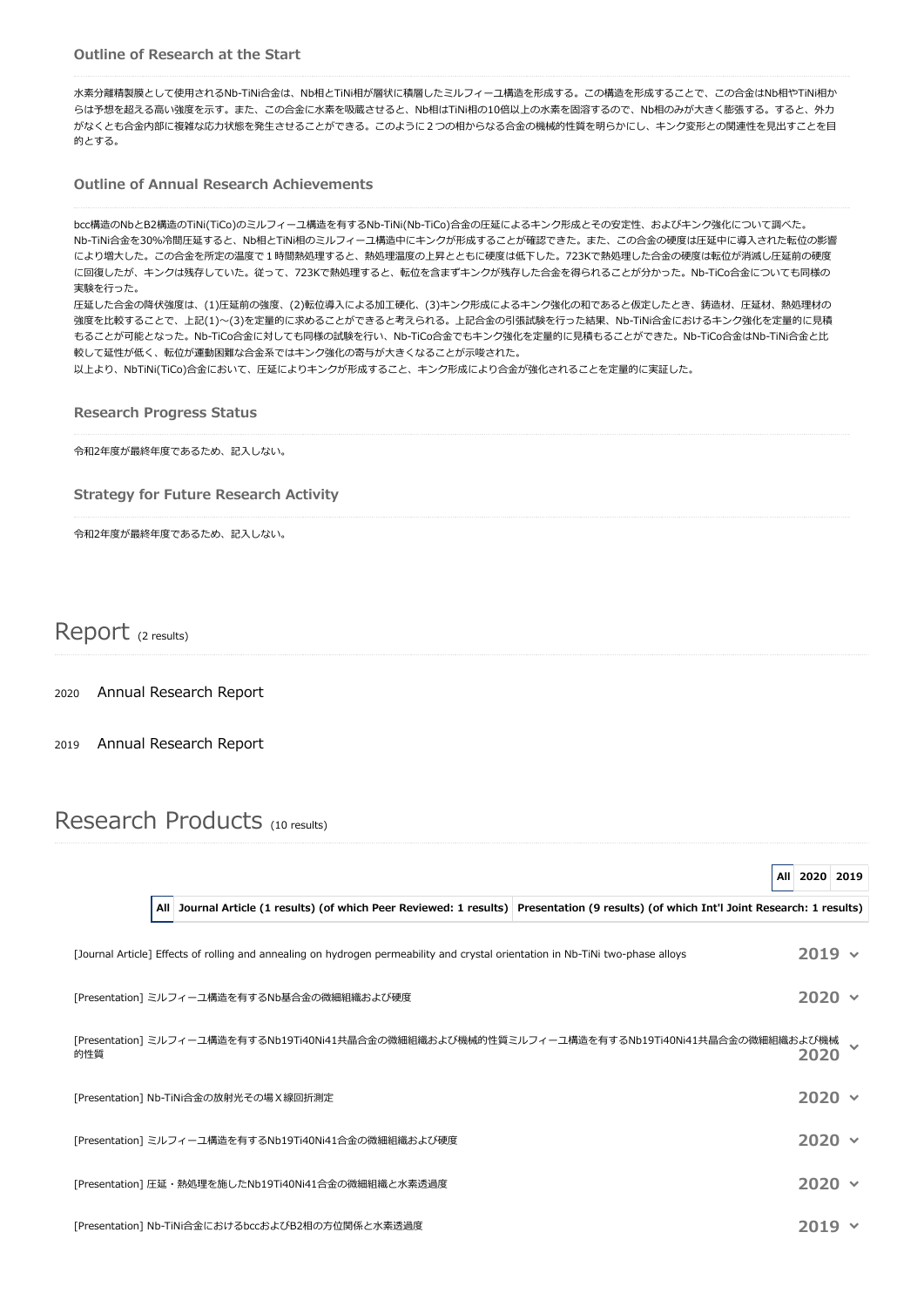### Outline of Research at the Start

水素分離精製膜として使用されるNb-TiNi合金は、Nb相とTiNi相が層状に積層したミルフィーユ構造を形成する。この構造を形成することで、この合金はNb相やTiNi相からは予想を超える高い強度を示す。また、この合金に水素を吸蔵させると、Nb相はTiNi相の10倍以上の水素を固溶するので、Nb相のみが大きく膨張する。すると、外力がなくとも合金内部に複雑な応力状態を発生させることができる。このように２つの相からなる合金の機械的性質を明らかにし、キンク変形との関連性を見出すことを目的とする。

### Outline of Annual Research Achievements

bcc構造のNbとB2構造のTiNi(TiCo)のミルフィーユ構造を有するNb-TiNi(Nb-TiCo)合金の圧延によるキンク形成とその安定性、およびキンク強化について調べた。Nb-TiNi合金を30%冷間圧延すると、Nb相とTiNi相のミルフィーユ構造中にキンクが形成することが確認できた。また、この合金の硬度は圧延中に導入された転位の影響により増大した。この合金を所定の温度で１時間熱処理すると、熱処理温度の上昇とともに硬度は低下した。723Kで熱処理した合金の硬度は転位が消滅し圧延前の硬度に回復したが、キンクは残存していた。従って、723Kで熱処理すると、転位を含まずキンクが残存した合金を得られることが分かった。Nb-TiCo合金についても同様の実験を行った。
圧延した合金の降伏強度は、(1)圧延前の強度、(2)転位導入による加工硬化、(3)キンク形成によるキンク強化の和であると仮定したとき、鋳造材、圧延材、熱処理材の強度を比較することで、上記(1)～(3)を定量的に求めることができると考えられる。上記合金の引張試験を行った結果、Nb-TiNi合金におけるキンク強化を定量的に見積もることが可能となった。Nb-TiCo合金に対しても同様の試験を行い、Nb-TiCo合金でもキンク強化を定量的に見積もることができた。Nb-TiCo合金はNb-TiNi合金と比較して延性が低く、転位が運動困難な合金系ではキンク強化の寄与が大きくなることが示唆された。
以上より、NbTiNi(TiCo)合金において、圧延によりキンクが形成すること、キンク形成により合金が強化されることを定量的に実証した。

### Research Progress Status

令和2年度が最終年度であるため、記入しない。

### Strategy for Future Research Activity

令和2年度が最終年度であるため、記入しない。

## Report (2 results)

2020 Annual Research Report

2019 Annual Research Report

## Research Products (10 results)

All | 2020 | 2019

All | Journal Article (1 results) (of which Peer Reviewed: 1 results) | Presentation (9 results) (of which Int'l Joint Research: 1 results)

[Journal Article] Effects of rolling and annealing on hydrogen permeability and crystal orientation in Nb-TiNi two-phase alloys — 2019

[Presentation] ミルフィーユ構造を有するNb基合金の微細組織および硬度 — 2020

[Presentation] ミルフィーユ構造を有するNb19Ti40Ni41共晶合金の微細組織および機械的性質ミルフィーユ構造を有するNb19Ti40Ni41共晶合金の微細組織および機械的性質 — 2020

[Presentation] Nb-TiNi合金の放射光その場Ｘ線回折測定 — 2020

[Presentation] ミルフィーユ構造を有するNb19Ti40Ni41合金の微細組織および硬度 — 2020

[Presentation] 圧延・熱処理を施したNb19Ti40Ni41合金の微細組織と水素透過度 — 2020

[Presentation] Nb-TiNi合金におけるbccおよびB2相の方位関係と水素透過度 — 2019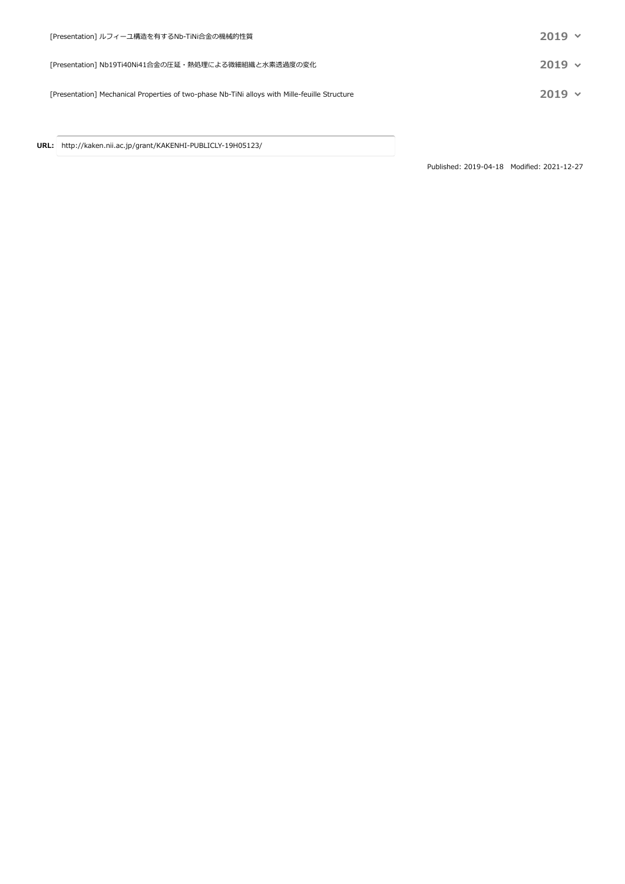[Presentation] ルフィーユ構造を有するNb-TiNi合金の機械的性質 2019

[Presentation] Nb19Ti40Ni41合金の圧延・熱処理による微細組織と水素透過度の変化 2019

[Presentation] Mechanical Properties of two-phase Nb-TiNi alloys with Mille-feuille Structure 2019

**URL:** http://kaken.nii.ac.jp/grant/KAKENHI-PUBLICLY-19H05123/

Published: 2019-04-18 Modified: 2021-12-27